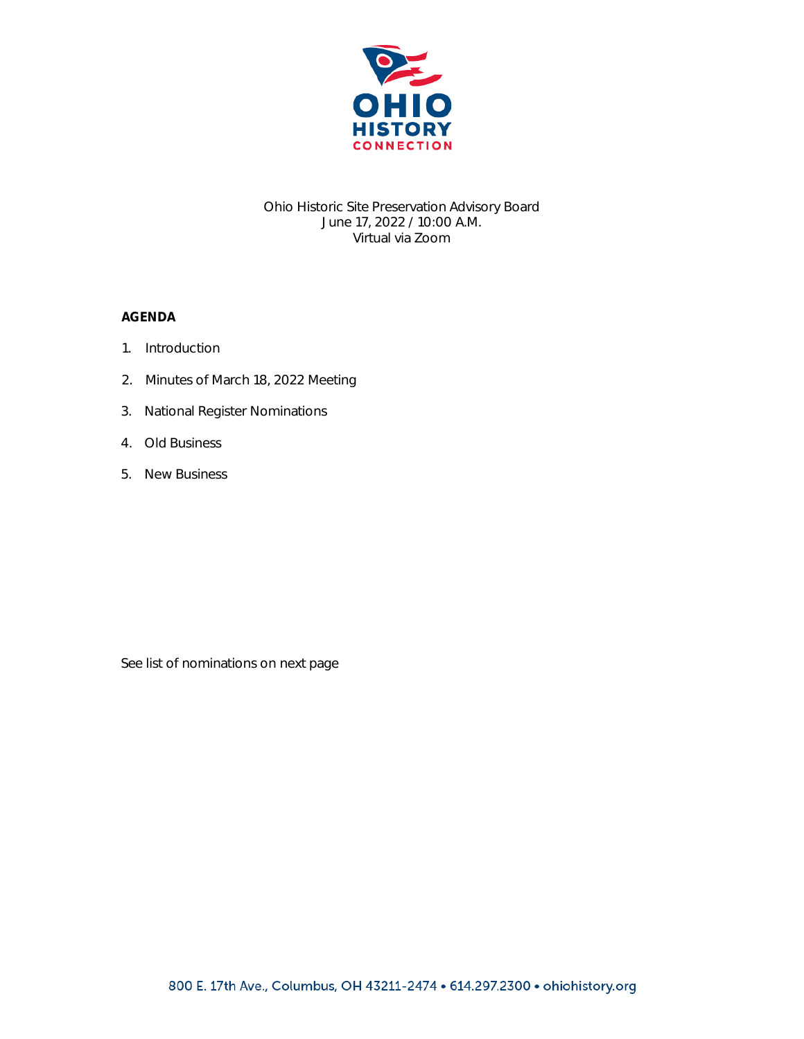Ohio Historic Site Preservation Advisory Board
June 17, 2022 / 10:00 A.M.
Virtual via Zoom

**AGENDA**

1. Introduction
2. Minutes of March 18, 2022 Meeting
3. National Register Nominations
4. Old Business
5. New Business

See list of nominations on next page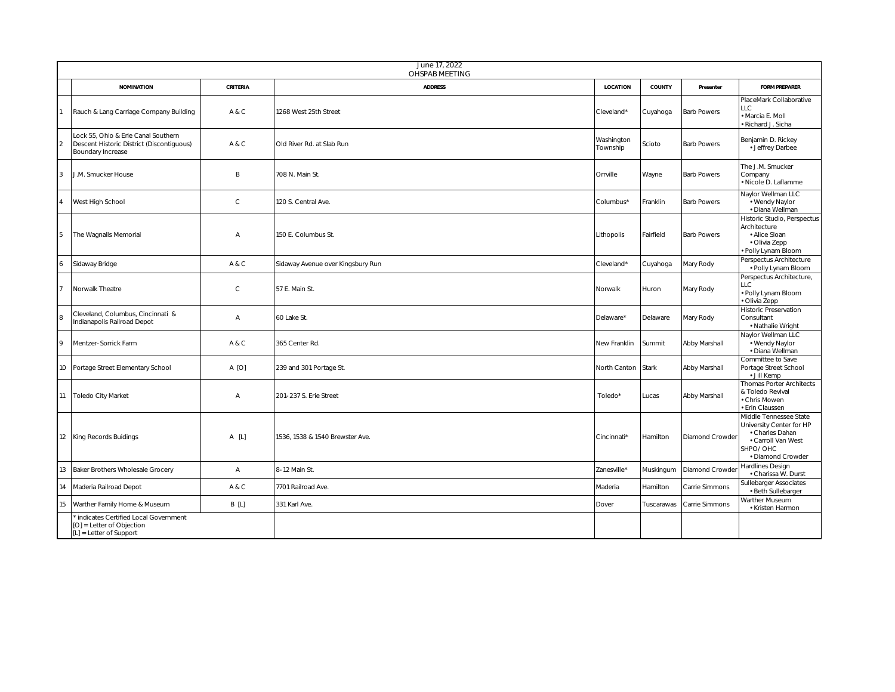| | June 17, 2022 OHSPAB MEETING | | | | | | |
|---|---|---|---|---|---|---|---|
| | **NOMINATION** | **CRITERIA** | **ADDRESS** | **LOCATION** | **COUNTY** | **Presenter** | **FORM PREPARER** |
| 1 | Rauch & Lang Carriage Company Building | A & C | 1268 West 25th Street | Cleveland* | Cuyahoga | Barb Powers | PlaceMark Collaborative LLC • Marcia E. Moll • Richard J. Sicha |
| 2 | Lock 55, Ohio & Erie Canal Southern Descent Historic District (Discontiguous) Boundary Increase | A & C | Old River Rd. at Slab Run | Washington Township | Scioto | Barb Powers | Benjamin D. Rickey • Jeffrey Darbee |
| 3 | J.M. Smucker House | B | 708 N. Main St. | Orrville | Wayne | Barb Powers | The J.M. Smucker Company • Nicole D. Laflamme |
| 4 | West High School | C | 120 S. Central Ave. | Columbus* | Franklin | Barb Powers | Naylor Wellman LLC • Wendy Naylor • Diana Wellman |
| 5 | The Wagnalls Memorial | A | 150 E. Columbus St. | Lithopolis | Fairfield | Barb Powers | Historic Studio, Perspectus Architecture • Alice Sloan • Olivia Zepp • Polly Lynam Bloom |
| 6 | Sidaway Bridge | A & C | Sidaway Avenue over Kingsbury Run | Cleveland* | Cuyahoga | Mary Rody | Perspectus Architecture • Polly Lynam Bloom |
| 7 | Norwalk Theatre | C | 57 E. Main St. | Norwalk | Huron | Mary Rody | Perspectus Architecture, LLC • Polly Lynam Bloom • Olivia Zepp |
| 8 | Cleveland, Columbus, Cincinnati & Indianapolis Railroad Depot | A | 60 Lake St. | Delaware* | Delaware | Mary Rody | Historic Preservation Consultant • Nathalie Wright |
| 9 | Mentzer-Sorrick Farm | A & C | 365 Center Rd. | New Franklin | Summit | Abby Marshall | Naylor Wellman LLC • Wendy Naylor • Diana Wellman |
| 10 | Portage Street Elementary School | A [O] | 239 and 301 Portage St. | North Canton | Stark | Abby Marshall | Committee to Save Portage Street School • Jill Kemp |
| 11 | Toledo City Market | A | 201-237 S. Erie Street | Toledo* | Lucas | Abby Marshall | Thomas Porter Architects & Toledo Revival • Chris Mowen • Erin Claussen |
| 12 | King Records Buidings | A [L] | 1536, 1538 & 1540 Brewster Ave. | Cincinnati* | Hamilton | Diamond Crowder | Middle Tennessee State University Center for HP • Charles Dahan • Carroll Van West SHPO/OHC • Diamond Crowder |
| 13 | Baker Brothers Wholesale Grocery | A | 8-12 Main St. | Zanesville* | Muskingum | Diamond Crowder | Hardlines Design • Charissa W. Durst |
| 14 | Maderia Railroad Depot | A & C | 7701 Railroad Ave. | Maderia | Hamilton | Carrie Simmons | Sullebarger Associates • Beth Sullebarger |
| 15 | Warther Family Home & Museum | B [L] | 331 Karl Ave. | Dover | Tuscarawas | Carrie Simmons | Warther Museum • Kristen Harmon |
| | * indicates Certified Local Government [O] = Letter of Objection [L] = Letter of Support | | | | | | |